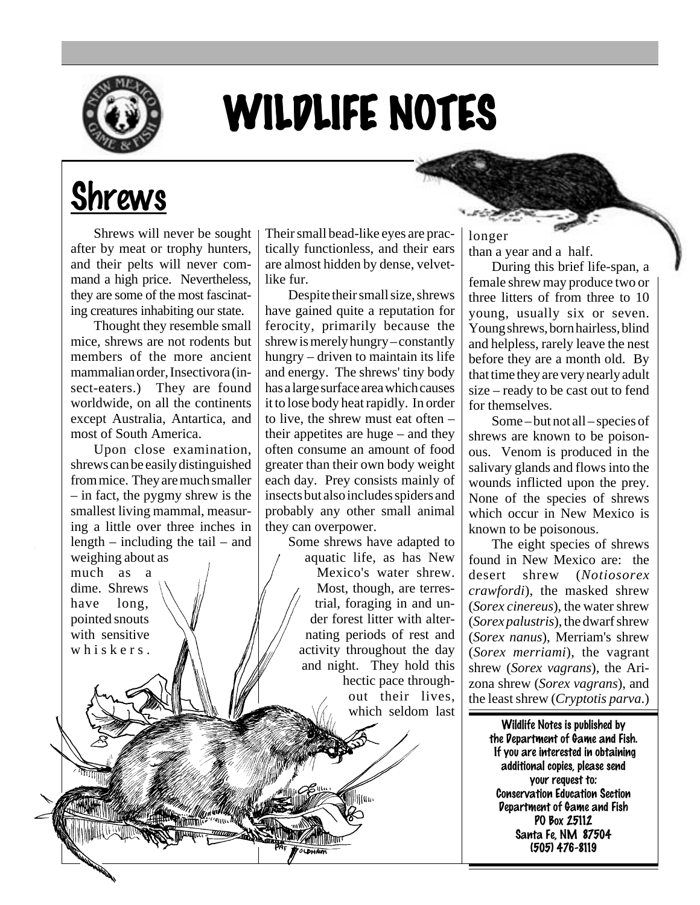# WILDLIFE NOTES

## Shrews

Shrews will never be sought after by meat or trophy hunters, and their pelts will never command a high price. Nevertheless, they are some of the most fascinating creatures inhabiting our state.

Thought they resemble small mice, shrews are not rodents but members of the more ancient mammalian order, Insectivora (insect-eaters.) They are found worldwide, on all the continents except Australia, Antartica, and most of South America.

Upon close examination, shrews can be easily distinguished from mice. They are much smaller – in fact, the pygmy shrew is the smallest living mammal, measuring a little over three inches in length – including the tail – and weighing about as much as a dime. Shrews have long, pointed snouts with sensitive whiskers. Their small bead-like eyes are practically functionless, and their ears are almost hidden by dense, velvet-like fur.

Despite their small size, shrews have gained quite a reputation for ferocity, primarily because the shrew is merely hungry – constantly hungry – driven to maintain its life and energy. The shrews' tiny body has a large surface area which causes it to lose body heat rapidly. In order to live, the shrew must eat often – their appetites are huge – and they often consume an amount of food greater than their own body weight each day. Prey consists mainly of insects but also includes spiders and probably any other small animal they can overpower.

Some shrews have adapted to aquatic life, as has New Mexico's water shrew. Most, though, are terrestrial, foraging in and under forest litter with alternating periods of rest and activity throughout the day and night. They hold this hectic pace throughout their lives, which seldom last longer than a year and a half.

During this brief life-span, a female shrew may produce two or three litters of from three to 10 young, usually six or seven. Young shrews, born hairless, blind and helpless, rarely leave the nest before they are a month old. By that time they are very nearly adult size – ready to be cast out to fend for themselves.

Some – but not all – species of shrews are known to be poisonous. Venom is produced in the salivary glands and flows into the wounds inflicted upon the prey. None of the species of shrews which occur in New Mexico is known to be poisonous.

The eight species of shrews found in New Mexico are: the desert shrew (*Notiosorex crawfordi*), the masked shrew (*Sorex cinereus*), the water shrew (*Sorex palustris*), the dwarf shrew (*Sorex nanus*), Merriam's shrew (*Sorex merriami*), the vagrant shrew (*Sorex vagrans*), the Arizona shrew (*Sorex vagrans*), and the least shrew (*Cryptotis parva*.)

**Wildlife Notes is published by the Department of Game and Fish. If you are interested in obtaining additional copies, please send your request to:**
**Conservation Education Section**
**Department of Game and Fish**
**PO Box 25112**
**Santa Fe, NM 87504**
**(505) 476-8119**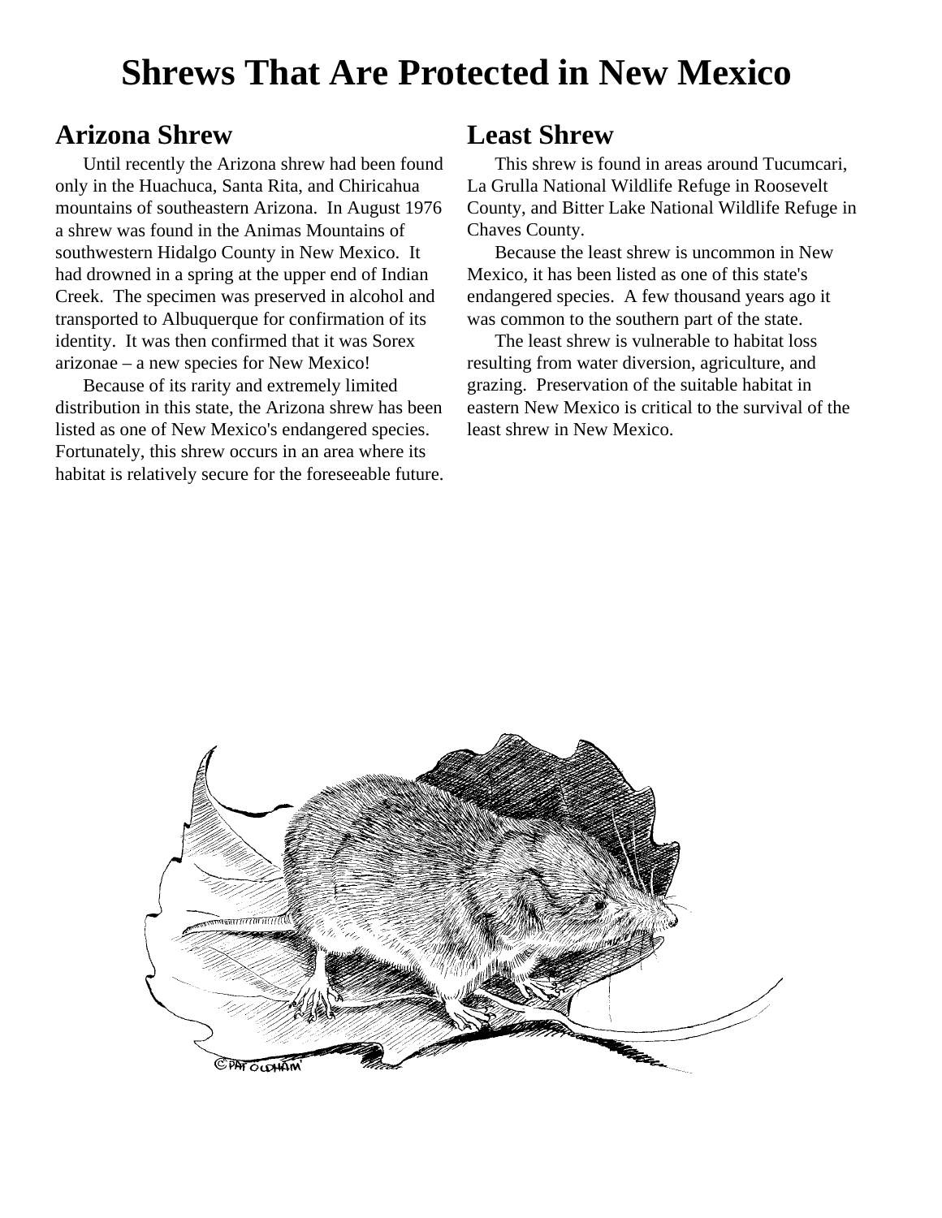# Shrews That Are Protected in New Mexico

## Arizona Shrew

Until recently the Arizona shrew had been found only in the Huachuca, Santa Rita, and Chiricahua mountains of southeastern Arizona. In August 1976 a shrew was found in the Animas Mountains of southwestern Hidalgo County in New Mexico. It had drowned in a spring at the upper end of Indian Creek. The specimen was preserved in alcohol and transported to Albuquerque for confirmation of its identity. It was then confirmed that it was Sorex arizonae – a new species for New Mexico!

Because of its rarity and extremely limited distribution in this state, the Arizona shrew has been listed as one of New Mexico's endangered species. Fortunately, this shrew occurs in an area where its habitat is relatively secure for the foreseeable future.

## Least Shrew

This shrew is found in areas around Tucumcari, La Grulla National Wildlife Refuge in Roosevelt County, and Bitter Lake National Wildlife Refuge in Chaves County.

Because the least shrew is uncommon in New Mexico, it has been listed as one of this state's endangered species. A few thousand years ago it was common to the southern part of the state.

The least shrew is vulnerable to habitat loss resulting from water diversion, agriculture, and grazing. Preservation of the suitable habitat in eastern New Mexico is critical to the survival of the least shrew in New Mexico.